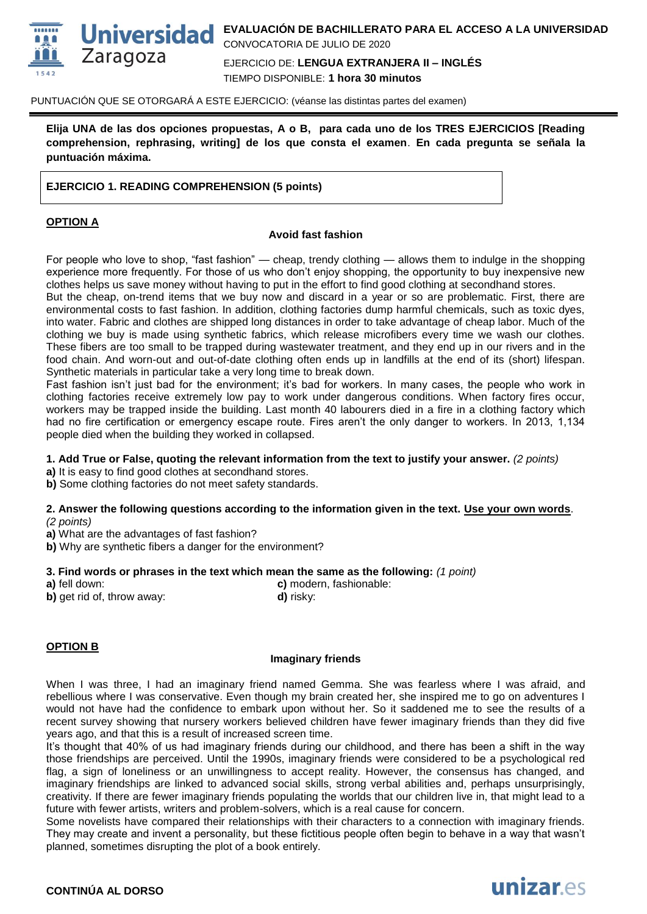**EVALUACIÓN DE BACHILLERATO PARA EL ACCESO A LA UNIVERSIDAD**
CONVOCATORIA DE JULIO DE 2020

EJERCICIO DE: **LENGUA EXTRANJERA II – INGLÉS**
TIEMPO DISPONIBLE: **1 hora 30 minutos**

PUNTUACIÓN QUE SE OTORGARÁ A ESTE EJERCICIO: (véanse las distintas partes del examen)

**Elija UNA de las dos opciones propuestas, A o B, para cada uno de los TRES EJERCICIOS [Reading comprehension, rephrasing, writing] de los que consta el examen. En cada pregunta se señala la puntuación máxima.**

## EJERCICIO 1. READING COMPREHENSION (5 points)

### OPTION A

#### Avoid fast fashion

For people who love to shop, "fast fashion" — cheap, trendy clothing — allows them to indulge in the shopping experience more frequently. For those of us who don't enjoy shopping, the opportunity to buy inexpensive new clothes helps us save money without having to put in the effort to find good clothing at secondhand stores.

But the cheap, on-trend items that we buy now and discard in a year or so are problematic. First, there are environmental costs to fast fashion. In addition, clothing factories dump harmful chemicals, such as toxic dyes, into water. Fabric and clothes are shipped long distances in order to take advantage of cheap labor. Much of the clothing we buy is made using synthetic fabrics, which release microfibers every time we wash our clothes. These fibers are too small to be trapped during wastewater treatment, and they end up in our rivers and in the food chain. And worn-out and out-of-date clothing often ends up in landfills at the end of its (short) lifespan. Synthetic materials in particular take a very long time to break down.

Fast fashion isn't just bad for the environment; it's bad for workers. In many cases, the people who work in clothing factories receive extremely low pay to work under dangerous conditions. When factory fires occur, workers may be trapped inside the building. Last month 40 labourers died in a fire in a clothing factory which had no fire certification or emergency escape route. Fires aren't the only danger to workers. In 2013, 1,134 people died when the building they worked in collapsed.

**1. Add True or False, quoting the relevant information from the text to justify your answer.** *(2 points)*

**a)** It is easy to find good clothes at secondhand stores.
**b)** Some clothing factories do not meet safety standards.

**2. Answer the following questions according to the information given in the text. Use your own words.** *(2 points)*

**a)** What are the advantages of fast fashion?
**b)** Why are synthetic fibers a danger for the environment?

**3. Find words or phrases in the text which mean the same as the following:** *(1 point)*

**a)** fell down:
**b)** get rid of, throw away:
**c)** modern, fashionable:
**d)** risky:

### OPTION B

#### Imaginary friends

When I was three, I had an imaginary friend named Gemma. She was fearless where I was afraid, and rebellious where I was conservative. Even though my brain created her, she inspired me to go on adventures I would not have had the confidence to embark upon without her. So it saddened me to see the results of a recent survey showing that nursery workers believed children have fewer imaginary friends than they did five years ago, and that this is a result of increased screen time.

It's thought that 40% of us had imaginary friends during our childhood, and there has been a shift in the way those friendships are perceived. Until the 1990s, imaginary friends were considered to be a psychological red flag, a sign of loneliness or an unwillingness to accept reality. However, the consensus has changed, and imaginary friendships are linked to advanced social skills, strong verbal abilities and, perhaps unsurprisingly, creativity. If there are fewer imaginary friends populating the worlds that our children live in, that might lead to a future with fewer artists, writers and problem-solvers, which is a real cause for concern.

Some novelists have compared their relationships with their characters to a connection with imaginary friends. They may create and invent a personality, but these fictitious people often begin to behave in a way that wasn't planned, sometimes disrupting the plot of a book entirely.

**CONTINÚA AL DORSO**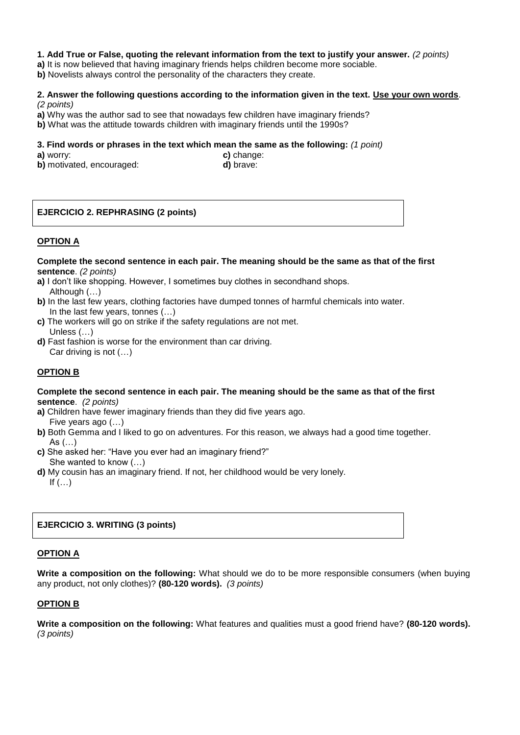**1. Add True or False, quoting the relevant information from the text to justify your answer.** *(2 points)*

**a)** It is now believed that having imaginary friends helps children become more sociable.

**b)** Novelists always control the personality of the characters they create.

**2. Answer the following questions according to the information given in the text. <u>Use your own words</u>.** *(2 points)*

**a)** Why was the author sad to see that nowadays few children have imaginary friends?

**b)** What was the attitude towards children with imaginary friends until the 1990s?

**3. Find words or phrases in the text which mean the same as the following:** *(1 point)*

**a)** worry:

**b)** motivated, encouraged:

**c)** change:

**d)** brave:

## EJERCICIO 2. REPHRASING (2 points)

### <u>OPTION A</u>

**Complete the second sentence in each pair. The meaning should be the same as that of the first sentence**. *(2 points)*

**a)** I don't like shopping. However, I sometimes buy clothes in secondhand shops.
Although (…)

**b)** In the last few years, clothing factories have dumped tonnes of harmful chemicals into water.
In the last few years, tonnes (…)

**c)** The workers will go on strike if the safety regulations are not met.
Unless (…)

**d)** Fast fashion is worse for the environment than car driving.
Car driving is not (…)

### <u>OPTION B</u>

**Complete the second sentence in each pair. The meaning should be the same as that of the first sentence**. *(2 points)*

**a)** Children have fewer imaginary friends than they did five years ago.
Five years ago (…)

**b)** Both Gemma and I liked to go on adventures. For this reason, we always had a good time together.
As (…)

**c)** She asked her: "Have you ever had an imaginary friend?"
She wanted to know (…)

**d)** My cousin has an imaginary friend. If not, her childhood would be very lonely.
If (…)

## EJERCICIO 3. WRITING (3 points)

### <u>OPTION A</u>

**Write a composition on the following:** What should we do to be more responsible consumers (when buying any product, not only clothes)? **(80-120 words).** *(3 points)*

### <u>OPTION B</u>

**Write a composition on the following:** What features and qualities must a good friend have? **(80-120 words).** *(3 points)*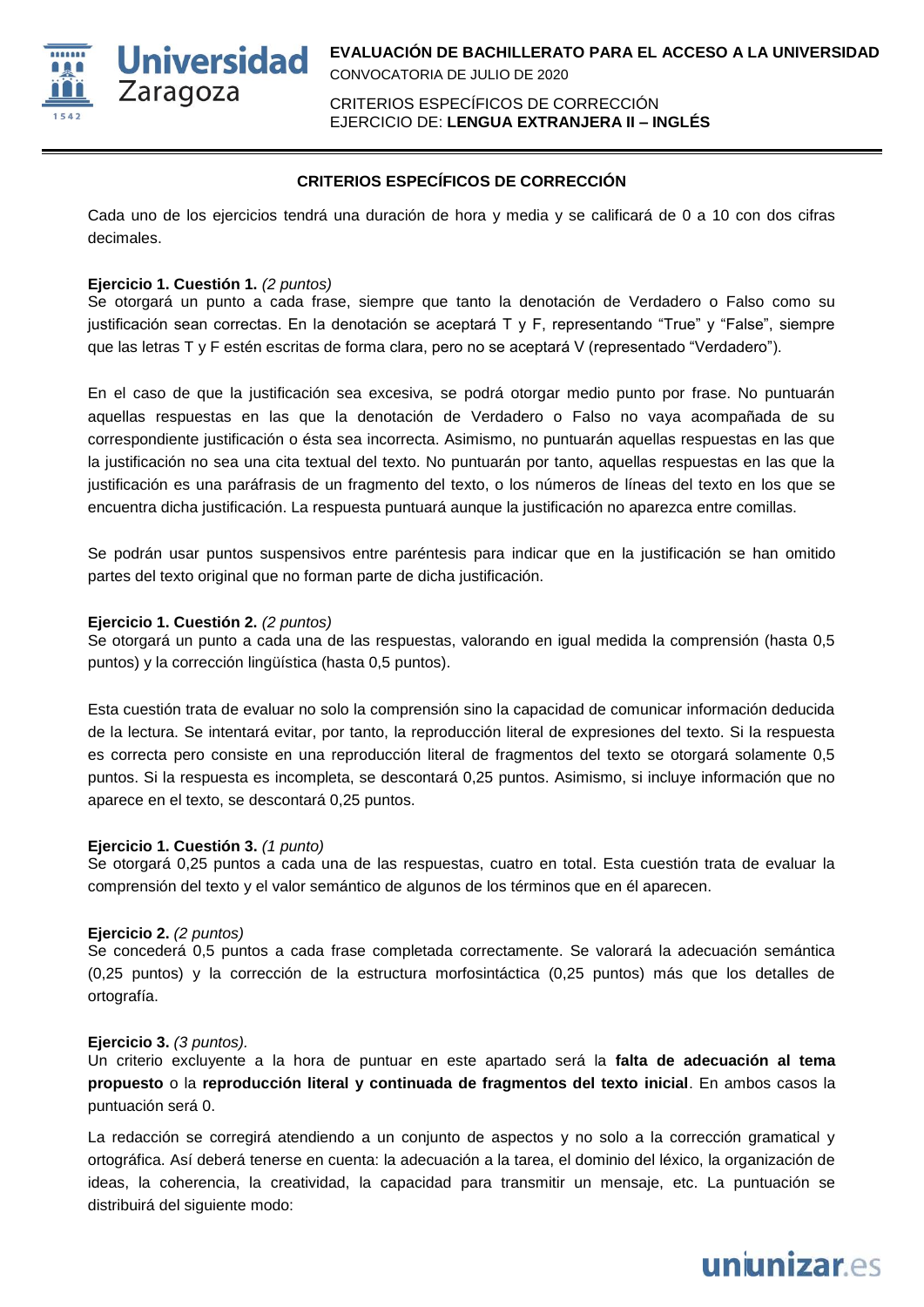## CRITERIOS ESPECÍFICOS DE CORRECCIÓN

Cada uno de los ejercicios tendrá una duración de hora y media y se calificará de 0 a 10 con dos cifras decimales.

**Ejercicio 1. Cuestión 1.** *(2 puntos)*
Se otorgará un punto a cada frase, siempre que tanto la denotación de Verdadero o Falso como su justificación sean correctas. En la denotación se aceptará T y F, representando "True" y "False", siempre que las letras T y F estén escritas de forma clara, pero no se aceptará V (representado "Verdadero").

En el caso de que la justificación sea excesiva, se podrá otorgar medio punto por frase. No puntuarán aquellas respuestas en las que la denotación de Verdadero o Falso no vaya acompañada de su correspondiente justificación o ésta sea incorrecta. Asimismo, no puntuarán aquellas respuestas en las que la justificación no sea una cita textual del texto. No puntuarán por tanto, aquellas respuestas en las que la justificación es una paráfrasis de un fragmento del texto, o los números de líneas del texto en los que se encuentra dicha justificación. La respuesta puntuará aunque la justificación no aparezca entre comillas.

Se podrán usar puntos suspensivos entre paréntesis para indicar que en la justificación se han omitido partes del texto original que no forman parte de dicha justificación.

**Ejercicio 1. Cuestión 2.** *(2 puntos)*
Se otorgará un punto a cada una de las respuestas, valorando en igual medida la comprensión (hasta 0,5 puntos) y la corrección lingüística (hasta 0,5 puntos).

Esta cuestión trata de evaluar no solo la comprensión sino la capacidad de comunicar información deducida de la lectura. Se intentará evitar, por tanto, la reproducción literal de expresiones del texto. Si la respuesta es correcta pero consiste en una reproducción literal de fragmentos del texto se otorgará solamente 0,5 puntos. Si la respuesta es incompleta, se descontará 0,25 puntos. Asimismo, si incluye información que no aparece en el texto, se descontará 0,25 puntos.

**Ejercicio 1. Cuestión 3.** *(1 punto)*
Se otorgará 0,25 puntos a cada una de las respuestas, cuatro en total. Esta cuestión trata de evaluar la comprensión del texto y el valor semántico de algunos de los términos que en él aparecen.

**Ejercicio 2.** *(2 puntos)*
Se concederá 0,5 puntos a cada frase completada correctamente. Se valorará la adecuación semántica (0,25 puntos) y la corrección de la estructura morfosintáctica (0,25 puntos) más que los detalles de ortografía.

**Ejercicio 3.** *(3 puntos).*
Un criterio excluyente a la hora de puntuar en este apartado será la **falta de adecuación al tema propuesto** o la **reproducción literal y continuada de fragmentos del texto inicial**. En ambos casos la puntuación será 0.

La redacción se corregirá atendiendo a un conjunto de aspectos y no solo a la corrección gramatical y ortográfica. Así deberá tenerse en cuenta: la adecuación a la tarea, el dominio del léxico, la organización de ideas, la coherencia, la creatividad, la capacidad para transmitir un mensaje, etc. La puntuación se distribuirá del siguiente modo: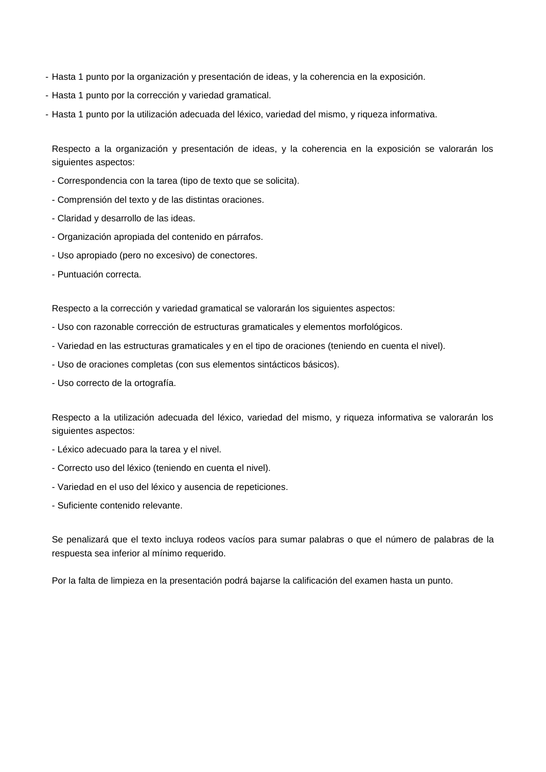- Hasta 1 punto por la organización y presentación de ideas, y la coherencia en la exposición.
- Hasta 1 punto por la corrección y variedad gramatical.
- Hasta 1 punto por la utilización adecuada del léxico, variedad del mismo, y riqueza informativa.

Respecto a la organización y presentación de ideas, y la coherencia en la exposición se valorarán los siguientes aspectos:

- Correspondencia con la tarea (tipo de texto que se solicita).
- Comprensión del texto y de las distintas oraciones.
- Claridad y desarrollo de las ideas.
- Organización apropiada del contenido en párrafos.
- Uso apropiado (pero no excesivo) de conectores.
- Puntuación correcta.

Respecto a la corrección y variedad gramatical se valorarán los siguientes aspectos:

- Uso con razonable corrección de estructuras gramaticales y elementos morfológicos.
- Variedad en las estructuras gramaticales y en el tipo de oraciones (teniendo en cuenta el nivel).
- Uso de oraciones completas (con sus elementos sintácticos básicos).
- Uso correcto de la ortografía.

Respecto a la utilización adecuada del léxico, variedad del mismo, y riqueza informativa se valorarán los siguientes aspectos:

- Léxico adecuado para la tarea y el nivel.
- Correcto uso del léxico (teniendo en cuenta el nivel).
- Variedad en el uso del léxico y ausencia de repeticiones.
- Suficiente contenido relevante.

Se penalizará que el texto incluya rodeos vacíos para sumar palabras o que el número de palabras de la respuesta sea inferior al mínimo requerido.

Por la falta de limpieza en la presentación podrá bajarse la calificación del examen hasta un punto.